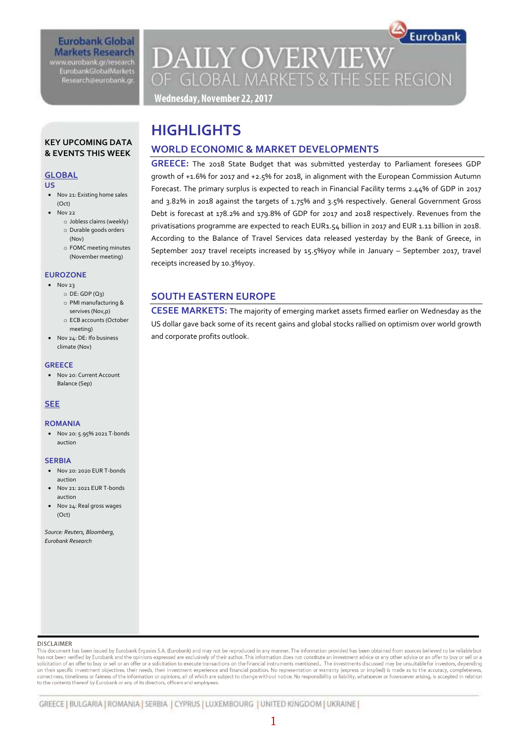Eurobank Global Markets Research
www.eurobank.gr/research
EurobankGlobalMarkets
Research@eurobank.gr

# DAILY OVERVIEW OF GLOBAL MARKETS & THE SEE REGION

**Wednesday, November 22, 2017**

## KEY UPCOMING DATA & EVENTS THIS WEEK

### GLOBAL

**US**

- Nov 21: Existing home sales (Oct)
- Nov 22
  - Jobless claims (weekly)
  - Durable goods orders (Nov)
  - FOMC meeting minutes (November meeting)

**EUROZONE**

- Nov 23
  - DE: GDP (Q3)
  - PMI manufacturing & services (Nov,p)
  - ECB accounts (October meeting)
- Nov 24: DE: Ifo business climate (Nov)

**GREECE**

- Nov 20: Current Account Balance (Sep)

### SEE

**ROMANIA**

- Nov 20: 5.95% 2021 T-bonds auction

**SERBIA**

- Nov 20: 2020 EUR T-bonds auction
- Nov 21: 2021 EUR T-bonds auction
- Nov 24: Real gross wages (Oct)

*Source: Reuters, Bloomberg, Eurobank Research*

# HIGHLIGHTS

## WORLD ECONOMIC & MARKET DEVELOPMENTS

**GREECE:** The 2018 State Budget that was submitted yesterday to Parliament foresees GDP growth of +1.6% for 2017 and +2.5% for 2018, in alignment with the European Commission Autumn Forecast. The primary surplus is expected to reach in Financial Facility terms 2.44% of GDP in 2017 and 3.82% in 2018 against the targets of 1.75% and 3.5% respectively. General Government Gross Debt is forecast at 178.2% and 179.8% of GDP for 2017 and 2018 respectively. Revenues from the privatisations programme are expected to reach EUR1.54 billion in 2017 and EUR 1.11 billion in 2018. According to the Balance of Travel Services data released yesterday by the Bank of Greece, in September 2017 travel receipts increased by 15.5%yoy while in January – September 2017, travel receipts increased by 10.3%yoy.

## SOUTH EASTERN EUROPE

**CESEE MARKETS:** The majority of emerging market assets firmed earlier on Wednesday as the US dollar gave back some of its recent gains and global stocks rallied on optimism over world growth and corporate profits outlook.

**DISCLAIMER**

This document has been issued by Eurobank Ergasias S.A. (Eurobank) and may not be reproduced in any manner. The information provided has been obtained from sources believed to be reliable but has not been verified by Eurobank and the opinions expressed are exclusively of their author. This information does not constitute an investment advice or any other advice or an offer to buy or sell or a solicitation of an offer to buy or sell or an offer or a solicitation to execute transactions on the financial instruments mentioned.. The investments discussed may be unsuitable for investors, depending on their specific investment objectives, their needs, their investment experience and financial position. No representation or warranty (express or implied) is made as to the accuracy, completeness, correctness, timeliness or fairness of the information or opinions, all of which are subject to change without notice. No responsibility or liability, whatsoever or howsoever arising, is accepted in relation to the contents thereof by Eurobank or any of its directors, officers and employees.

GREECE | BULGARIA | ROMANIA | SERBIA | CYPRUS | LUXEMBOURG | UNITED KINGDOM | UKRAINE |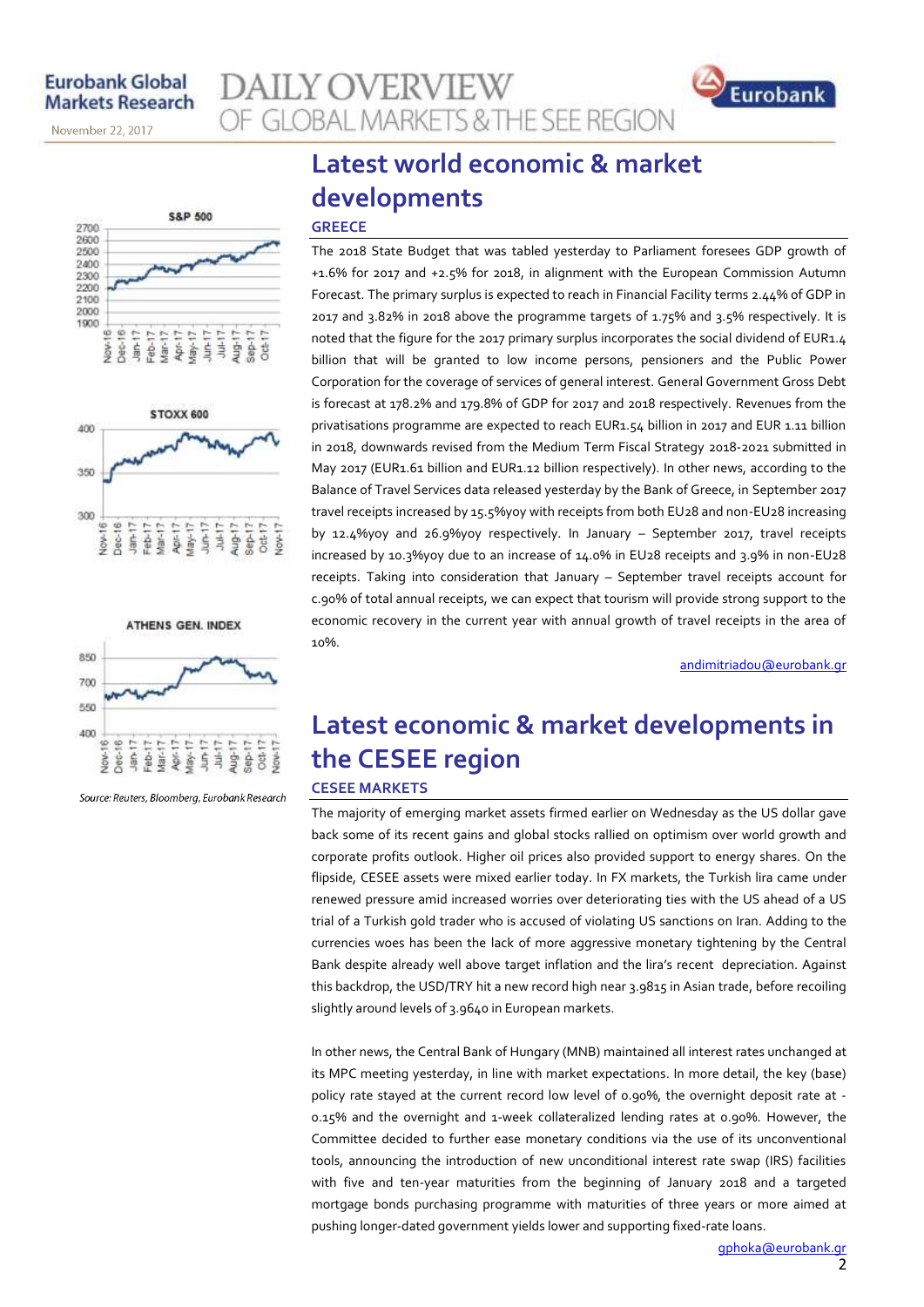# Latest world economic & market developments

### GREECE

The 2018 State Budget that was tabled yesterday to Parliament foresees GDP growth of +1.6% for 2017 and +2.5% for 2018, in alignment with the European Commission Autumn Forecast. The primary surplus is expected to reach in Financial Facility terms 2.44% of GDP in 2017 and 3.82% in 2018 above the programme targets of 1.75% and 3.5% respectively. It is noted that the figure for the 2017 primary surplus incorporates the social dividend of EUR1.4 billion that will be granted to low income persons, pensioners and the Public Power Corporation for the coverage of services of general interest. General Government Gross Debt is forecast at 178.2% and 179.8% of GDP for 2017 and 2018 respectively. Revenues from the privatisations programme are expected to reach EUR1.54 billion in 2017 and EUR 1.11 billion in 2018, downwards revised from the Medium Term Fiscal Strategy 2018-2021 submitted in May 2017 (EUR1.61 billion and EUR1.12 billion respectively). In other news, according to the Balance of Travel Services data released yesterday by the Bank of Greece, in September 2017 travel receipts increased by 15.5%yoy with receipts from both EU28 and non-EU28 increasing by 12.4%yoy and 26.9%yoy respectively. In January – September 2017, travel receipts increased by 10.3%yoy due to an increase of 14.0% in EU28 receipts and 3.9% in non-EU28 receipts. Taking into consideration that January – September travel receipts account for c.90% of total annual receipts, we can expect that tourism will provide strong support to the economic recovery in the current year with annual growth of travel receipts in the area of 10%.

andimitriadou@eurobank.gr

Source: Reuters, Bloomberg, Eurobank Research

# Latest economic & market developments in the CESEE region

### CESEE MARKETS

The majority of emerging market assets firmed earlier on Wednesday as the US dollar gave back some of its recent gains and global stocks rallied on optimism over world growth and corporate profits outlook. Higher oil prices also provided support to energy shares. On the flipside, CESEE assets were mixed earlier today. In FX markets, the Turkish lira came under renewed pressure amid increased worries over deteriorating ties with the US ahead of a US trial of a Turkish gold trader who is accused of violating US sanctions on Iran. Adding to the currencies woes has been the lack of more aggressive monetary tightening by the Central Bank despite already well above target inflation and the lira's recent depreciation. Against this backdrop, the USD/TRY hit a new record high near 3.9815 in Asian trade, before recoiling slightly around levels of 3.9640 in European markets.

In other news, the Central Bank of Hungary (MNB) maintained all interest rates unchanged at its MPC meeting yesterday, in line with market expectations. In more detail, the key (base) policy rate stayed at the current record low level of 0.90%, the overnight deposit rate at -0.15% and the overnight and 1-week collateralized lending rates at 0.90%. However, the Committee decided to further ease monetary conditions via the use of its unconventional tools, announcing the introduction of new unconditional interest rate swap (IRS) facilities with five and ten-year maturities from the beginning of January 2018 and a targeted mortgage bonds purchasing programme with maturities of three years or more aimed at pushing longer-dated government yields lower and supporting fixed-rate loans.

gphoka@eurobank.gr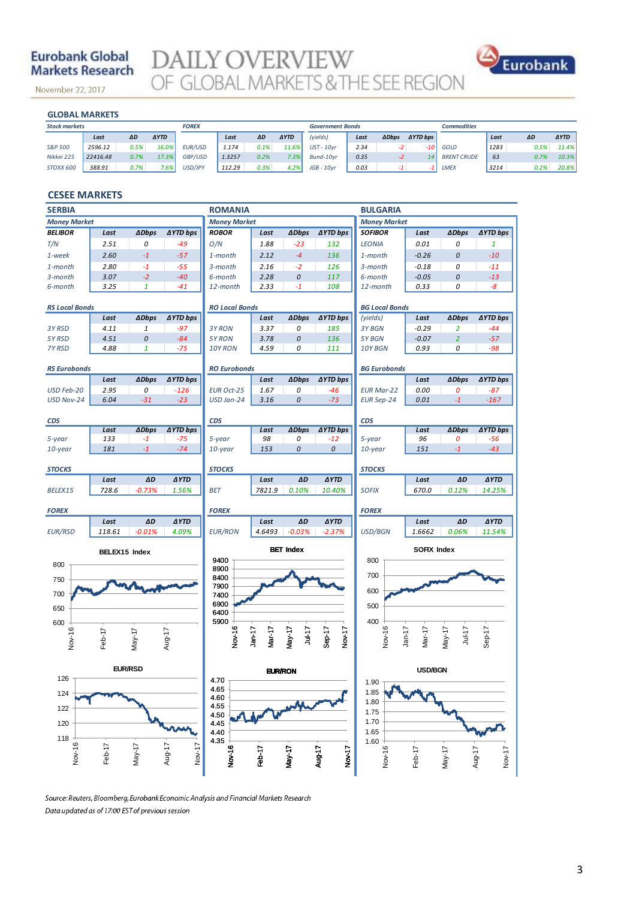Eurobank Global Markets Research

November 22, 2017

# DAILY OVERVIEW OF GLOBAL MARKETS & THE SEE REGION

## GLOBAL MARKETS

| Stock markets | Last | ΔD | ΔYTD | FOREX | Last | ΔD | ΔYTD | Government Bonds (yields) | Last | ΔDbps | ΔYTD bps | Commodities | Last | ΔD | ΔYTD |
|---|---|---|---|---|---|---|---|---|---|---|---|---|---|---|---|
| S&P 500 | 2596.12 | 0.5% | 16.0% | EUR/USD | 1.174 | 0.1% | 11.6% | UST - 10yr | 2.34 | -2 | -10 | GOLD | 1283 | 0.5% | 11.4% |
| Nikkei 225 | 22416.48 | 0.7% | 17.3% | GBP/USD | 1.3257 | 0.2% | 7.3% | Bund-10yr | 0.35 | -2 | 14 | BRENT CRUDE | 63 | 0.7% | 10.3% |
| STOXX 600 | 388.91 | 0.7% | 7.6% | USD/JPY | 112.29 | 0.3% | 4.2% | JGB - 10yr | 0.03 | -1 | -1 | LMEX | 3214 | 0.2% | 20.8% |

## CESEE MARKETS

### SERBIA

**Money Market**

| BELIBOR | Last | ΔDbps | ΔYTD bps |
|---|---|---|---|
| T/N | 2.51 | 0 | -49 |
| 1-week | 2.60 | -1 | -57 |
| 1-month | 2.80 | -1 | -55 |
| 3-month | 3.07 | -2 | -40 |
| 6-month | 3.25 | 1 | -41 |

**RS Local Bonds**

| | Last | ΔDbps | ΔYTD bps |
|---|---|---|---|
| 3Y RSD | 4.11 | 1 | -97 |
| 5Y RSD | 4.51 | 0 | -84 |
| 7Y RSD | 4.88 | 1 | -75 |

**RS Eurobonds**

| | Last | ΔDbps | ΔYTD bps |
|---|---|---|---|
| USD Feb-20 | 2.95 | 0 | -126 |
| USD Nov-24 | 6.04 | -31 | -23 |

**CDS**

| | Last | ΔDbps | ΔYTD bps |
|---|---|---|---|
| 5-year | 133 | -1 | -75 |
| 10-year | 181 | -1 | -74 |

**STOCKS**

| | Last | ΔD | ΔYTD |
|---|---|---|---|
| BELEX15 | 728.6 | -0.73% | 1.56% |

**FOREX**

| | Last | ΔD | ΔYTD |
|---|---|---|---|
| EUR/RSD | 118.61 | -0.01% | 4.09% |

### ROMANIA

**Money Market**

| ROBOR | Last | ΔDbps | ΔYTD bps |
|---|---|---|---|
| O/N | 1.88 | -23 | 132 |
| 1-month | 2.12 | -4 | 136 |
| 3-month | 2.16 | -2 | 126 |
| 6-month | 2.28 | 0 | 117 |
| 12-month | 2.33 | -1 | 108 |

**RO Local Bonds**

| | Last | ΔDbps | ΔYTD bps |
|---|---|---|---|
| 3Y RON | 3.37 | 0 | 185 |
| 5Y RON | 3.78 | 0 | 136 |
| 10Y RON | 4.59 | 0 | 111 |

**RO Eurobonds**

| | Last | ΔDbps | ΔYTD bps |
|---|---|---|---|
| EUR Oct-25 | 1.67 | 0 | -46 |
| USD Jan-24 | 3.16 | 0 | -73 |

**CDS**

| | Last | ΔDbps | ΔYTD bps |
|---|---|---|---|
| 5-year | 98 | 0 | -12 |
| 10-year | 153 | 0 | 0 |

**STOCKS**

| | Last | ΔD | ΔYTD |
|---|---|---|---|
| BET | 7821.9 | 0.10% | 10.40% |

**FOREX**

| | Last | ΔD | ΔYTD |
|---|---|---|---|
| EUR/RON | 4.6493 | -0.03% | -2.37% |

### BULGARIA

**Money Market**

| SOFIBOR | Last | ΔDbps | ΔYTD bps |
|---|---|---|---|
| LEONIA | 0.01 | 0 | 1 |
| 1-month | -0.26 | 0 | -10 |
| 3-month | -0.18 | 0 | -11 |
| 6-month | -0.05 | 0 | -13 |
| 12-month | 0.33 | 0 | -8 |

**BG Local Bonds**

| (yields) | Last | ΔDbps | ΔYTD bps |
|---|---|---|---|
| 3Y BGN | -0.29 | 2 | -44 |
| 5Y BGN | -0.07 | 2 | -57 |
| 10Y BGN | 0.93 | 0 | -98 |

**BG Eurobonds**

| | Last | ΔDbps | ΔYTD bps |
|---|---|---|---|
| EUR Mar-22 | 0.00 | 0 | -87 |
| EUR Sep-24 | 0.01 | -1 | -167 |

**CDS**

| | Last | ΔDbps | ΔYTD bps |
|---|---|---|---|
| 5-year | 96 | 0 | -56 |
| 10-year | 151 | -1 | -43 |

**STOCKS**

| | Last | ΔD | ΔYTD |
|---|---|---|---|
| SOFIX | 670.0 | 0.12% | 14.25% |

**FOREX**

| | Last | ΔD | ΔYTD |
|---|---|---|---|
| USD/BGN | 1.6662 | 0.06% | 11.54% |

BELEX15 Index

BET Index

SOFIX Index

EUR/RSD

EUR/RON

USD/BGN

Source: Reuters, Bloomberg, Eurobank Economic Analysis and Financial Markets Research
Data updated as of 17:00 EST of previous session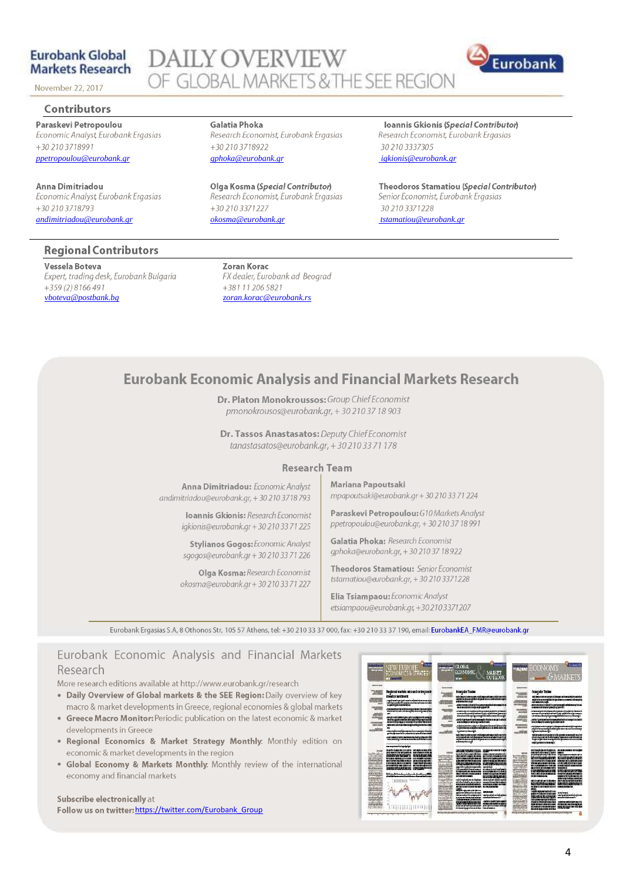**Eurobank Global Markets Research**

November 22, 2017

# DAILY OVERVIEW OF GLOBAL MARKETS & THE SEE REGION

## Contributors

**Paraskevi Petropoulou**
*Economic Analyst, Eurobank Ergasias*
+30 210 3718991
ppetropoulou@eurobank.gr

**Galatia Phoka**
*Research Economist, Eurobank Ergasias*
+30 210 3718922
gphoka@eurobank.gr

**Ioannis Gkionis (*Special Contributor*)**
*Research Economist, Eurobank Ergasias*
30 210 3337305
igkionis@eurobank.gr

**Anna Dimitriadou**
*Economic Analyst, Eurobank Ergasias*
+30 210 3718793
andimitriadou@eurobank.gr

**Olga Kosma (*Special Contributor*)**
*Research Economist, Eurobank Ergasias*
+30 210 3371227
okosma@eurobank.gr

**Theodoros Stamatiou (*Special Contributor*)**
*Senior Economist, Eurobank Ergasias*
30 210 3371228
tstamatiou@eurobank.gr

## Regional Contributors

**Vessela Boteva**
*Expert, trading desk, Eurobank Bulgaria*
+359 (2) 8166 491
vboteva@postbank.bg

**Zoran Korac**
*FX dealer, Eurobank ad Beograd*
+381 11 206 5821
zoran.korac@eurobank.rs

## Eurobank Economic Analysis and Financial Markets Research

**Dr. Platon Monokroussos:** *Group Chief Economist*
*pmonokrousos@eurobank.gr, + 30 210 37 18 903*

**Dr. Tassos Anastasatos:** *Deputy Chief Economist*
*tanastasatos@eurobank.gr, + 30 210 33 71 178*

### Research Team

**Anna Dimitriadou:** *Economic Analyst*
*andimitriadou@eurobank.gr, + 30 210 3718 793*

**Ioannis Gkionis:** *Research Economist*
*igkionis@eurobank.gr + 30 210 33 71 225*

**Stylianos Gogos:** *Economic Analyst*
*sgogos@eurobank.gr + 30 210 33 71 226*

**Olga Kosma:** *Research Economist*
*okosma@eurobank.gr + 30 210 33 71 227*

**Mariana Papoutsaki**
*mpapoutsaki@eurobank.gr + 30 210 33 71 224*

**Paraskevi Petropoulou:** *G10 Markets Analyst*
*ppetropoulou@eurobank.gr, + 30 210 37 18 991*

**Galatia Phoka:** *Research Economist*
*gphoka@eurobank.gr, + 30 210 37 18 922*

**Theodoros Stamatiou:** *Senior Economist*
*tstamatiou@eurobank.gr, + 30 210 3371228*

**Elia Tsiampaou:** *Economic Analyst*
*etsiampaou@eurobank.gr, +30 210 3371207*

Eurobank Ergasias S.A, 8 Othonos Str, 105 57 Athens, tel: +30 210 33 37 000, fax: +30 210 33 37 190, email: EurobankEA_FMR@eurobank.gr

## Eurobank Economic Analysis and Financial Markets Research

More research editions available at http://www.eurobank.gr/research

- **Daily Overview of Global markets & the SEE Region:** Daily overview of key macro & market developments in Greece, regional economies & global markets
- **Greece Macro Monitor:** Periodic publication on the latest economic & market developments in Greece
- **Regional Economics & Market Strategy Monthly:** Monthly edition on economic & market developments in the region
- **Global Economy & Markets Monthly:** Monthly review of the international economy and financial markets

**Subscribe electronically** at
**Follow us on twitter:** https://twitter.com/Eurobank_Group